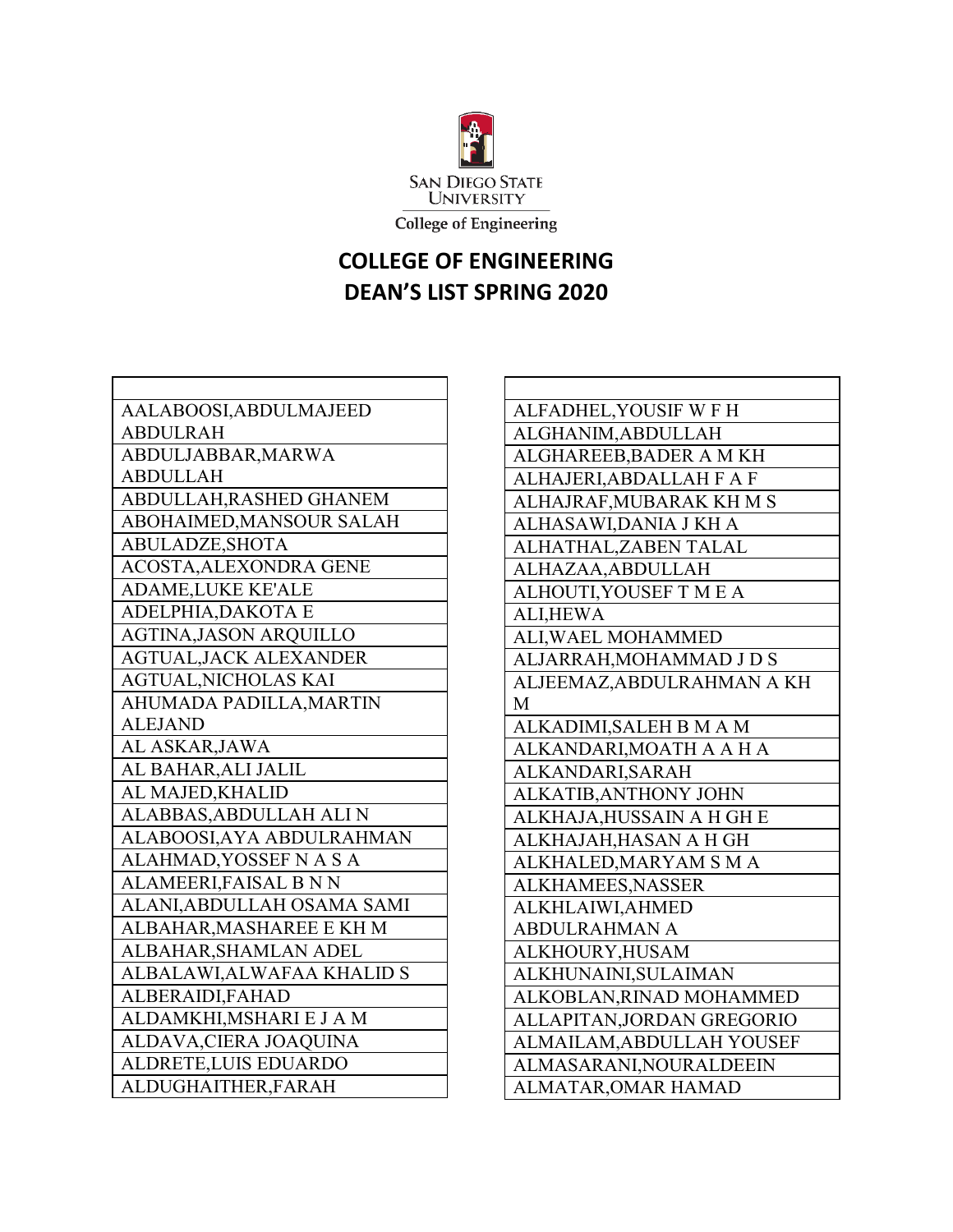San Diego State University
College of Engineering

# COLLEGE OF ENGINEERING
# DEAN'S LIST SPRING 2020

| |
|---|
| AALABOOSI,ABDULMAJEED ABDULRAH |
| ABDULJABBAR,MARWA ABDULLAH |
| ABDULLAH,RASHED GHANEM |
| ABOHAIMED,MANSOUR SALAH |
| ABULADZE,SHOTA |
| ACOSTA,ALEXONDRA GENE |
| ADAME,LUKE KE'ALE |
| ADELPHIA,DAKOTA E |
| AGTINA,JASON ARQUILLO |
| AGTUAL,JACK ALEXANDER |
| AGTUAL,NICHOLAS KAI |
| AHUMADA PADILLA,MARTIN ALEJAND |
| AL ASKAR,JAWA |
| AL BAHAR,ALI JALIL |
| AL MAJED,KHALID |
| ALABBAS,ABDULLAH ALI N |
| ALABOOSI,AYA ABDULRAHMAN |
| ALAHMAD,YOSSEF N A S A |
| ALAMEERI,FAISAL B N N |
| ALANI,ABDULLAH OSAMA SAMI |
| ALBAHAR,MASHAREE E KH M |
| ALBAHAR,SHAMLAN ADEL |
| ALBALAWI,ALWAFAA KHALID S |
| ALBERAIDI,FAHAD |
| ALDAMKHI,MSHARI E J A M |
| ALDAVA,CIERA JOAQUINA |
| ALDRETE,LUIS EDUARDO |
| ALDUGHAITHER,FARAH |
| ALFADHEL,YOUSIF W F H |
| ALGHANIM,ABDULLAH |
| ALGHAREEB,BADER A M KH |
| ALHAJERI,ABDALLAH F A F |
| ALHAJRAF,MUBARAK KH M S |
| ALHASAWI,DANIA J KH A |
| ALHATHAL,ZABEN TALAL |
| ALHAZAA,ABDULLAH |
| ALHOUTI,YOUSEF T M E A |
| ALI,HEWA |
| ALI,WAEL MOHAMMED |
| ALJARRAH,MOHAMMAD J D S |
| ALJEEMAZ,ABDULRAHMAN A KH M |
| ALKADIMI,SALEH B M A M |
| ALKANDARI,MOATH A A H A |
| ALKANDARI,SARAH |
| ALKATIB,ANTHONY JOHN |
| ALKHAJA,HUSSAIN A H GH E |
| ALKHAJAH,HASAN A H GH |
| ALKHALED,MARYAM S M A |
| ALKHAMEES,NASSER |
| ALKHLAIWI,AHMED ABDULRAHMAN A |
| ALKHOURY,HUSAM |
| ALKHUNAINI,SULAIMAN |
| ALKOBLAN,RINAD MOHAMMED |
| ALLAPITAN,JORDAN GREGORIO |
| ALMAILAM,ABDULLAH YOUSEF |
| ALMASARANI,NOURALDEEIN |
| ALMATAR,OMAR HAMAD |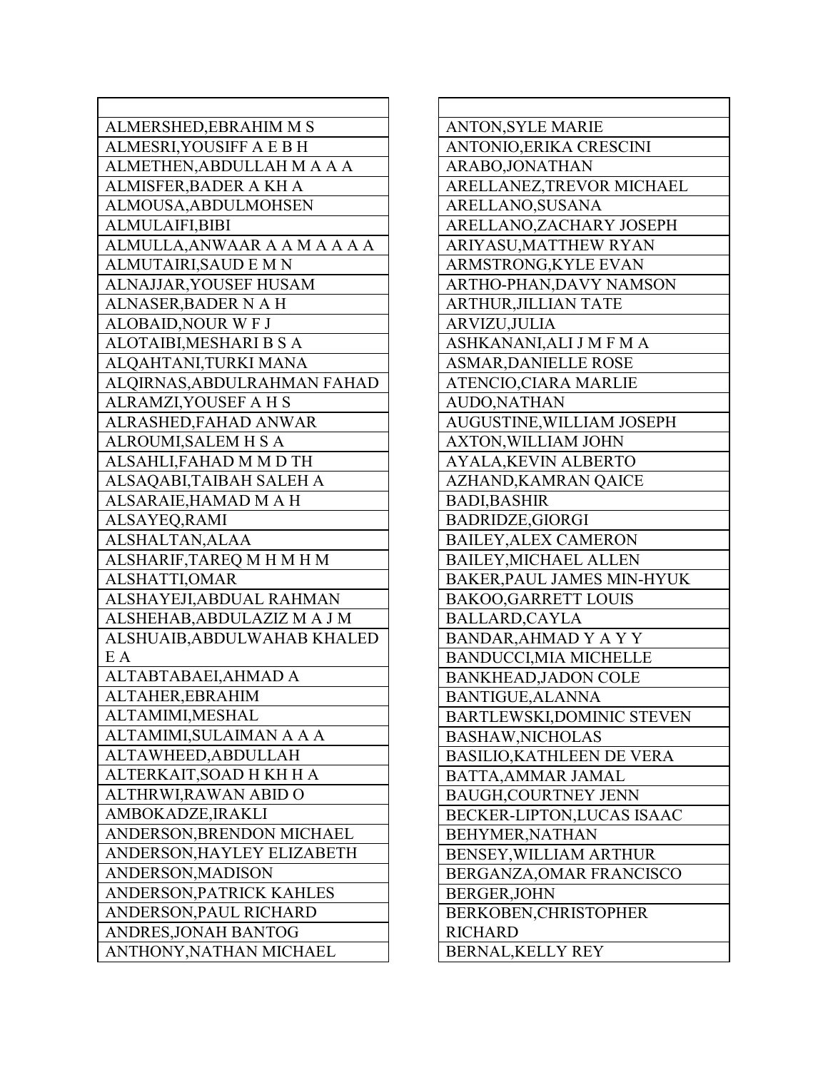| |
|---|
| ALMERSHED,EBRAHIM M S |
| ALMESRI,YOUSIFF A E B H |
| ALMETHEN,ABDULLAH M A A A |
| ALMISFER,BADER A KH A |
| ALMOUSA,ABDULMOHSEN |
| ALMULAIFI,BIBI |
| ALMULLA,ANWAAR A A M A A A A |
| ALMUTAIRI,SAUD E M N |
| ALNAJJAR,YOUSEF HUSAM |
| ALNASER,BADER N A H |
| ALOBAID,NOUR W F J |
| ALOTAIBI,MESHARI B S A |
| ALQAHTANI,TURKI MANA |
| ALQIRNAS,ABDULRAHMAN FAHAD |
| ALRAMZI,YOUSEF A H S |
| ALRASHED,FAHAD ANWAR |
| ALROUMI,SALEM H S A |
| ALSAHLI,FAHAD M M D TH |
| ALSAQABI,TAIBAH SALEH A |
| ALSARAIE,HAMAD M A H |
| ALSAYEQ,RAMI |
| ALSHALTAN,ALAA |
| ALSHARIF,TAREQ M H M H M |
| ALSHATTI,OMAR |
| ALSHAYEJI,ABDUAL RAHMAN |
| ALSHEHAB,ABDULAZIZ M A J M |
| ALSHUAIB,ABDULWAHAB KHALED E A |
| ALTABTABAEI,AHMAD A |
| ALTAHER,EBRAHIM |
| ALTAMIMI,MESHAL |
| ALTAMIMI,SULAIMAN A A A |
| ALTAWHEED,ABDULLAH |
| ALTERKAIT,SOAD H KH H A |
| ALTHRWI,RAWAN ABID O |
| AMBOKADZE,IRAKLI |
| ANDERSON,BRENDON MICHAEL |
| ANDERSON,HAYLEY ELIZABETH |
| ANDERSON,MADISON |
| ANDERSON,PATRICK KAHLES |
| ANDERSON,PAUL RICHARD |
| ANDRES,JONAH BANTOG |
| ANTHONY,NATHAN MICHAEL |

| |
|---|
| ANTON,SYLE MARIE |
| ANTONIO,ERIKA CRESCINI |
| ARABO,JONATHAN |
| ARELLANEZ,TREVOR MICHAEL |
| ARELLANO,SUSANA |
| ARELLANO,ZACHARY JOSEPH |
| ARIYASU,MATTHEW RYAN |
| ARMSTRONG,KYLE EVAN |
| ARTHO-PHAN,DAVY NAMSON |
| ARTHUR,JILLIAN TATE |
| ARVIZU,JULIA |
| ASHKANANI,ALI J M F M A |
| ASMAR,DANIELLE ROSE |
| ATENCIO,CIARA MARLIE |
| AUDO,NATHAN |
| AUGUSTINE,WILLIAM JOSEPH |
| AXTON,WILLIAM JOHN |
| AYALA,KEVIN ALBERTO |
| AZHAND,KAMRAN QAICE |
| BADI,BASHIR |
| BADRIDZE,GIORGI |
| BAILEY,ALEX CAMERON |
| BAILEY,MICHAEL ALLEN |
| BAKER,PAUL JAMES MIN-HYUK |
| BAKOO,GARRETT LOUIS |
| BALLARD,CAYLA |
| BANDAR,AHMAD Y A Y Y |
| BANDUCCI,MIA MICHELLE |
| BANKHEAD,JADON COLE |
| BANTIGUE,ALANNA |
| BARTLEWSKI,DOMINIC STEVEN |
| BASHAW,NICHOLAS |
| BASILIO,KATHLEEN DE VERA |
| BATTA,AMMAR JAMAL |
| BAUGH,COURTNEY JENN |
| BECKER-LIPTON,LUCAS ISAAC |
| BEHYMER,NATHAN |
| BENSEY,WILLIAM ARTHUR |
| BERGANZA,OMAR FRANCISCO |
| BERGER,JOHN |
| BERKOBEN,CHRISTOPHER RICHARD |
| BERNAL,KELLY REY |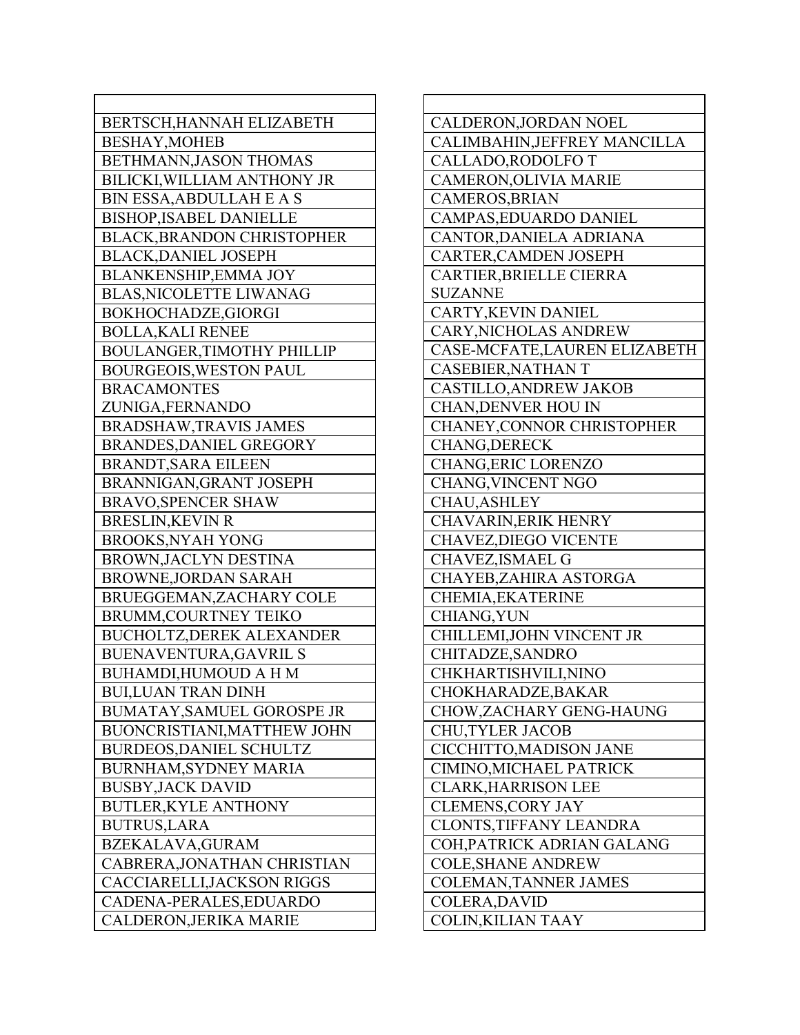| |
|---|
| BERTSCH,HANNAH ELIZABETH |
| BESHAY,MOHEB |
| BETHMANN,JASON THOMAS |
| BILICKI,WILLIAM ANTHONY JR |
| BIN ESSA,ABDULLAH E A S |
| BISHOP,ISABEL DANIELLE |
| BLACK,BRANDON CHRISTOPHER |
| BLACK,DANIEL JOSEPH |
| BLANKENSHIP,EMMA JOY |
| BLAS,NICOLETTE LIWANAG |
| BOKHOCHADZE,GIORGI |
| BOLLA,KALI RENEE |
| BOULANGER,TIMOTHY PHILLIP |
| BOURGEOIS,WESTON PAUL |
| BRACAMONTES ZUNIGA,FERNANDO |
| BRADSHAW,TRAVIS JAMES |
| BRANDES,DANIEL GREGORY |
| BRANDT,SARA EILEEN |
| BRANNIGAN,GRANT JOSEPH |
| BRAVO,SPENCER SHAW |
| BRESLIN,KEVIN R |
| BROOKS,NYAH YONG |
| BROWN,JACLYN DESTINA |
| BROWNE,JORDAN SARAH |
| BRUEGGEMAN,ZACHARY COLE |
| BRUMM,COURTNEY TEIKO |
| BUCHOLTZ,DEREK ALEXANDER |
| BUENAVENTURA,GAVRIL S |
| BUHAMDI,HUMOUD A H M |
| BUI,LUAN TRAN DINH |
| BUMATAY,SAMUEL GOROSPE JR |
| BUONCRISTIANI,MATTHEW JOHN |
| BURDEOS,DANIEL SCHULTZ |
| BURNHAM,SYDNEY MARIA |
| BUSBY,JACK DAVID |
| BUTLER,KYLE ANTHONY |
| BUTRUS,LARA |
| BZEKALAVA,GURAM |
| CABRERA,JONATHAN CHRISTIAN |
| CACCIARELLI,JACKSON RIGGS |
| CADENA-PERALES,EDUARDO |
| CALDERON,JERIKA MARIE |

| |
|---|
| CALDERON,JORDAN NOEL |
| CALIMBAHIN,JEFFREY MANCILLA |
| CALLADO,RODOLFO T |
| CAMERON,OLIVIA MARIE |
| CAMEROS,BRIAN |
| CAMPAS,EDUARDO DANIEL |
| CANTOR,DANIELA ADRIANA |
| CARTER,CAMDEN JOSEPH |
| CARTIER,BRIELLE CIERRA SUZANNE |
| CARTY,KEVIN DANIEL |
| CARY,NICHOLAS ANDREW |
| CASE-MCFATE,LAUREN ELIZABETH |
| CASEBIER,NATHAN T |
| CASTILLO,ANDREW JAKOB |
| CHAN,DENVER HOU IN |
| CHANEY,CONNOR CHRISTOPHER |
| CHANG,DERECK |
| CHANG,ERIC LORENZO |
| CHANG,VINCENT NGO |
| CHAU,ASHLEY |
| CHAVARIN,ERIK HENRY |
| CHAVEZ,DIEGO VICENTE |
| CHAVEZ,ISMAEL G |
| CHAYEB,ZAHIRA ASTORGA |
| CHEMIA,EKATERINE |
| CHIANG,YUN |
| CHILLEMI,JOHN VINCENT JR |
| CHITADZE,SANDRO |
| CHKHARTISHVILI,NINO |
| CHOKHARADZE,BAKAR |
| CHOW,ZACHARY GENG-HAUNG |
| CHU,TYLER JACOB |
| CICCHITTO,MADISON JANE |
| CIMINO,MICHAEL PATRICK |
| CLARK,HARRISON LEE |
| CLEMENS,CORY JAY |
| CLONTS,TIFFANY LEANDRA |
| COH,PATRICK ADRIAN GALANG |
| COLE,SHANE ANDREW |
| COLEMAN,TANNER JAMES |
| COLERA,DAVID |
| COLIN,KILIAN TAAY |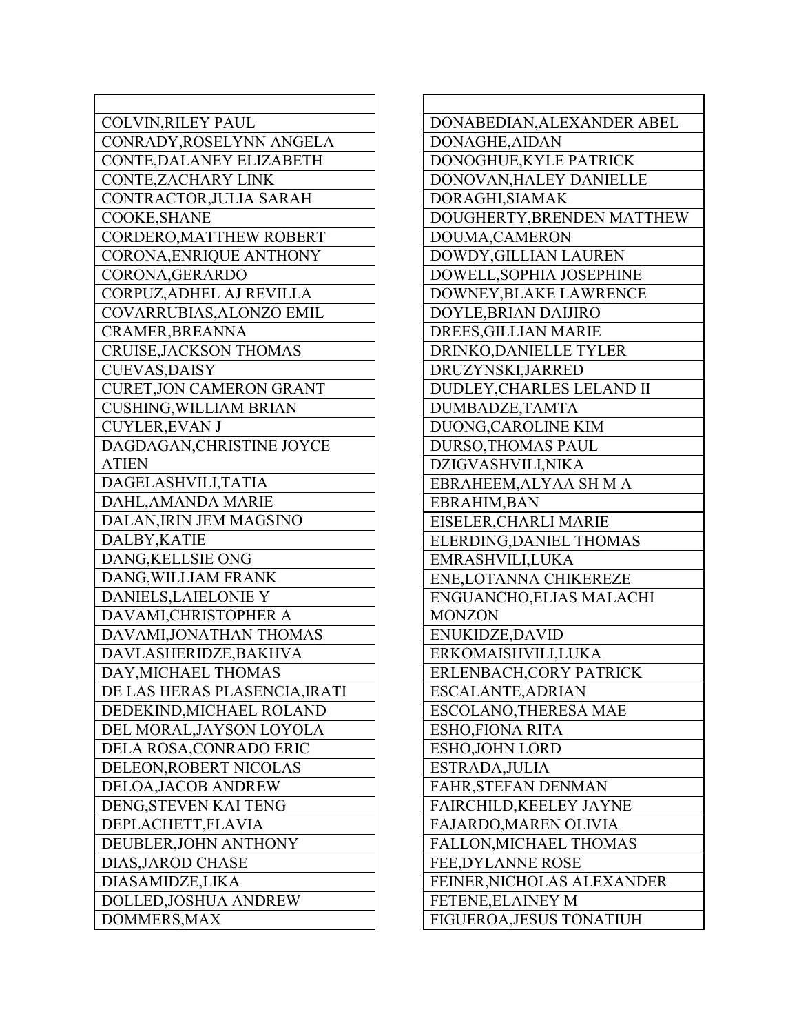| |
|---|
| COLVIN,RILEY PAUL |
| CONRADY,ROSELYNN ANGELA |
| CONTE,DALANEY ELIZABETH |
| CONTE,ZACHARY LINK |
| CONTRACTOR,JULIA SARAH |
| COOKE,SHANE |
| CORDERO,MATTHEW ROBERT |
| CORONA,ENRIQUE ANTHONY |
| CORONA,GERARDO |
| CORPUZ,ADHEL AJ REVILLA |
| COVARRUBIAS,ALONZO EMIL |
| CRAMER,BREANNA |
| CRUISE,JACKSON THOMAS |
| CUEVAS,DAISY |
| CURET,JON CAMERON GRANT |
| CUSHING,WILLIAM BRIAN |
| CUYLER,EVAN J |
| DAGDAGAN,CHRISTINE JOYCE ATIEN |
| DAGELASHVILI,TATIA |
| DAHL,AMANDA MARIE |
| DALAN,IRIN JEM MAGSINO |
| DALBY,KATIE |
| DANG,KELLSIE ONG |
| DANG,WILLIAM FRANK |
| DANIELS,LAIELONIE Y |
| DAVAMI,CHRISTOPHER A |
| DAVAMI,JONATHAN THOMAS |
| DAVLASHERIDZE,BAKHVA |
| DAY,MICHAEL THOMAS |
| DE LAS HERAS PLASENCIA,IRATI |
| DEDEKIND,MICHAEL ROLAND |
| DEL MORAL,JAYSON LOYOLA |
| DELA ROSA,CONRADO ERIC |
| DELEON,ROBERT NICOLAS |
| DELOA,JACOB ANDREW |
| DENG,STEVEN KAI TENG |
| DEPLACHETT,FLAVIA |
| DEUBLER,JOHN ANTHONY |
| DIAS,JAROD CHASE |
| DIASAMIDZE,LIKA |
| DOLLED,JOSHUA ANDREW |
| DOMMERS,MAX |

| |
|---|
| DONABEDIAN,ALEXANDER ABEL |
| DONAGHE,AIDAN |
| DONOGHUE,KYLE PATRICK |
| DONOVAN,HALEY DANIELLE |
| DORAGHI,SIAMAK |
| DOUGHERTY,BRENDEN MATTHEW |
| DOUMA,CAMERON |
| DOWDY,GILLIAN LAUREN |
| DOWELL,SOPHIA JOSEPHINE |
| DOWNEY,BLAKE LAWRENCE |
| DOYLE,BRIAN DAIJIRO |
| DREES,GILLIAN MARIE |
| DRINKO,DANIELLE TYLER |
| DRUZYNSKI,JARRED |
| DUDLEY,CHARLES LELAND II |
| DUMBADZE,TAMTA |
| DUONG,CAROLINE KIM |
| DURSO,THOMAS PAUL |
| DZIGVASHVILI,NIKA |
| EBRAHEEM,ALYAA SH M A |
| EBRAHIM,BAN |
| EISELER,CHARLI MARIE |
| ELERDING,DANIEL THOMAS |
| EMRASHVILI,LUKA |
| ENE,LOTANNA CHIKEREZE |
| ENGUANCHO,ELIAS MALACHI MONZON |
| ENUKIDZE,DAVID |
| ERKOMAISHVILI,LUKA |
| ERLENBACH,CORY PATRICK |
| ESCALANTE,ADRIAN |
| ESCOLANO,THERESA MAE |
| ESHO,FIONA RITA |
| ESHO,JOHN LORD |
| ESTRADA,JULIA |
| FAHR,STEFAN DENMAN |
| FAIRCHILD,KEELEY JAYNE |
| FAJARDO,MAREN OLIVIA |
| FALLON,MICHAEL THOMAS |
| FEE,DYLANNE ROSE |
| FEINER,NICHOLAS ALEXANDER |
| FETENE,ELAINEY M |
| FIGUEROA,JESUS TONATIUH |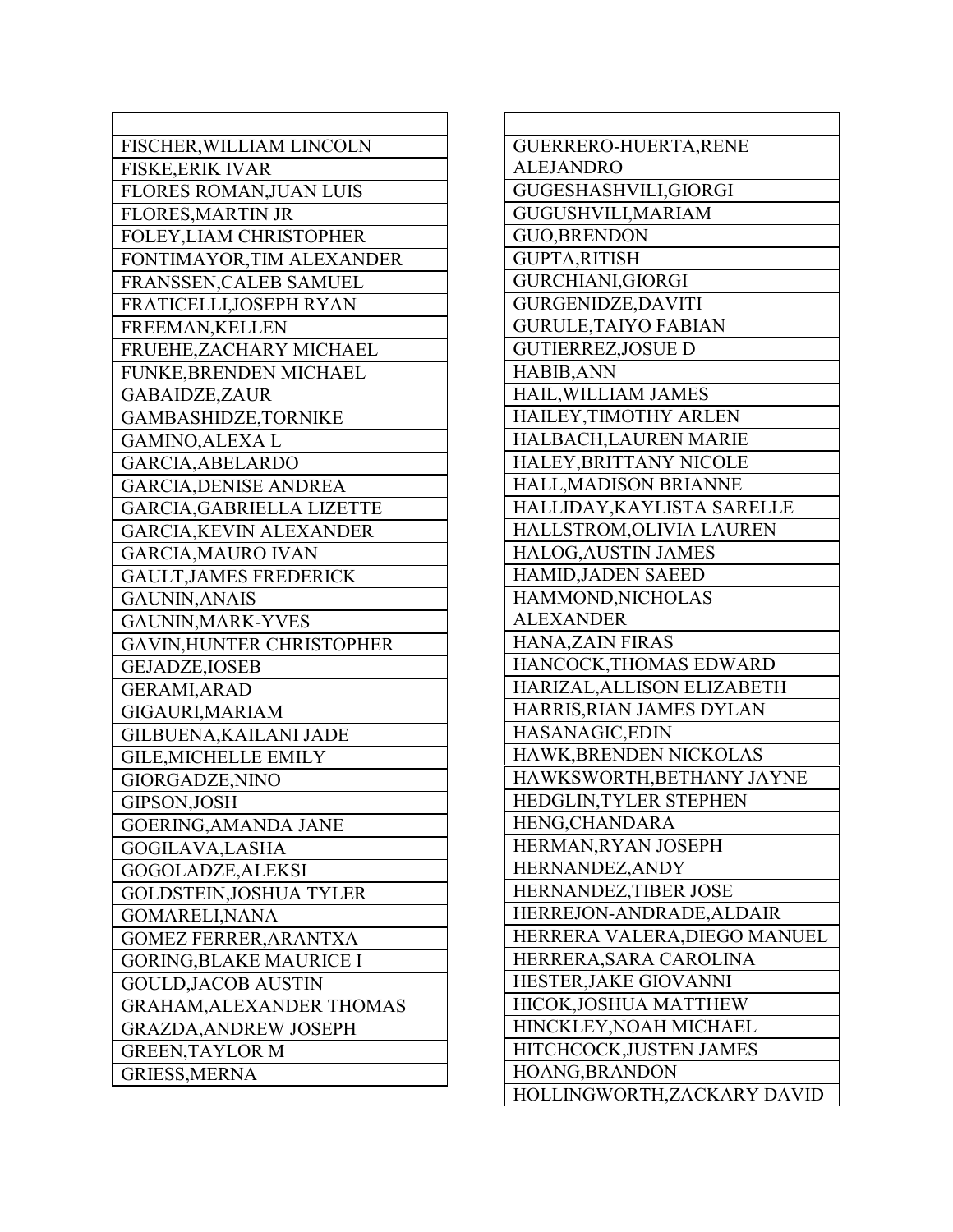| |
|---|
| FISCHER,WILLIAM LINCOLN |
| FISKE,ERIK IVAR |
| FLORES ROMAN,JUAN LUIS |
| FLORES,MARTIN JR |
| FOLEY,LIAM CHRISTOPHER |
| FONTIMAYOR,TIM ALEXANDER |
| FRANSSEN,CALEB SAMUEL |
| FRATICELLI,JOSEPH RYAN |
| FREEMAN,KELLEN |
| FRUEHE,ZACHARY MICHAEL |
| FUNKE,BRENDEN MICHAEL |
| GABAIDZE,ZAUR |
| GAMBASHIDZE,TORNIKE |
| GAMINO,ALEXA L |
| GARCIA,ABELARDO |
| GARCIA,DENISE ANDREA |
| GARCIA,GABRIELLA LIZETTE |
| GARCIA,KEVIN ALEXANDER |
| GARCIA,MAURO IVAN |
| GAULT,JAMES FREDERICK |
| GAUNIN,ANAIS |
| GAUNIN,MARK-YVES |
| GAVIN,HUNTER CHRISTOPHER |
| GEJADZE,IOSEB |
| GERAMI,ARAD |
| GIGAURI,MARIAM |
| GILBUENA,KAILANI JADE |
| GILE,MICHELLE EMILY |
| GIORGADZE,NINO |
| GIPSON,JOSH |
| GOERING,AMANDA JANE |
| GOGILAVA,LASHA |
| GOGOLADZE,ALEKSI |
| GOLDSTEIN,JOSHUA TYLER |
| GOMARELI,NANA |
| GOMEZ FERRER,ARANTXA |
| GORING,BLAKE MAURICE I |
| GOULD,JACOB AUSTIN |
| GRAHAM,ALEXANDER THOMAS |
| GRAZDA,ANDREW JOSEPH |
| GREEN,TAYLOR M |
| GRIESS,MERNA |

| |
|---|
| GUERRERO-HUERTA,RENE ALEJANDRO |
| GUGESHASHVILI,GIORGI |
| GUGUSHVILI,MARIAM |
| GUO,BRENDON |
| GUPTA,RITISH |
| GURCHIANI,GIORGI |
| GURGENIDZE,DAVITI |
| GURULE,TAIYO FABIAN |
| GUTIERREZ,JOSUE D |
| HABIB,ANN |
| HAIL,WILLIAM JAMES |
| HAILEY,TIMOTHY ARLEN |
| HALBACH,LAUREN MARIE |
| HALEY,BRITTANY NICOLE |
| HALL,MADISON BRIANNE |
| HALLIDAY,KAYLISTA SARELLE |
| HALLSTROM,OLIVIA LAUREN |
| HALOG,AUSTIN JAMES |
| HAMID,JADEN SAEED |
| HAMMOND,NICHOLAS ALEXANDER |
| HANA,ZAIN FIRAS |
| HANCOCK,THOMAS EDWARD |
| HARIZAL,ALLISON ELIZABETH |
| HARRIS,RIAN JAMES DYLAN |
| HASANAGIC,EDIN |
| HAWK,BRENDEN NICKOLAS |
| HAWKSWORTH,BETHANY JAYNE |
| HEDGLIN,TYLER STEPHEN |
| HENG,CHANDARA |
| HERMAN,RYAN JOSEPH |
| HERNANDEZ,ANDY |
| HERNANDEZ,TIBER JOSE |
| HERREJON-ANDRADE,ALDAIR |
| HERRERA VALERA,DIEGO MANUEL |
| HERRERA,SARA CAROLINA |
| HESTER,JAKE GIOVANNI |
| HICOK,JOSHUA MATTHEW |
| HINCKLEY,NOAH MICHAEL |
| HITCHCOCK,JUSTEN JAMES |
| HOANG,BRANDON |
| HOLLINGWORTH,ZACKARY DAVID |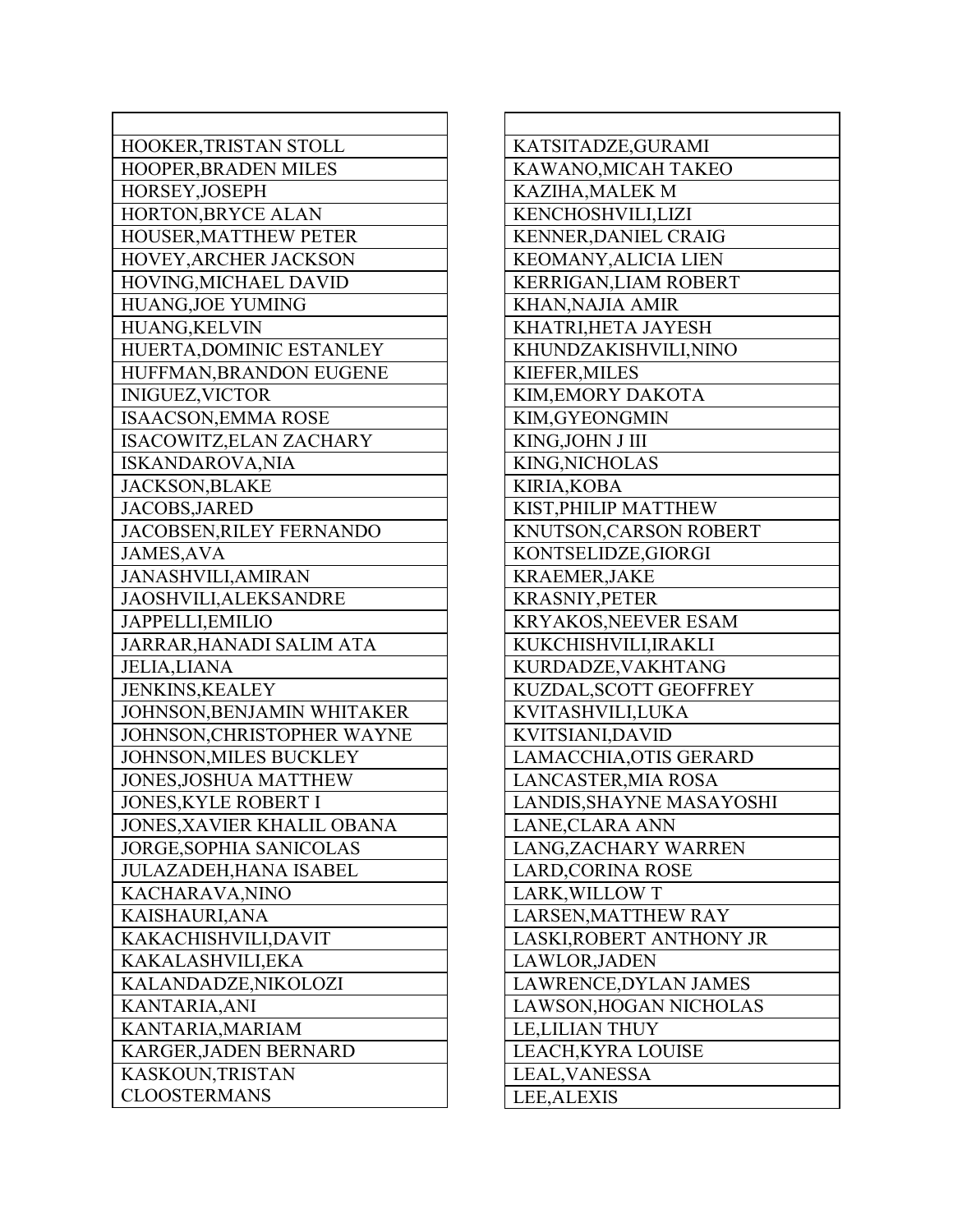| |
|---|
| HOOKER,TRISTAN STOLL |
| HOOPER,BRADEN MILES |
| HORSEY,JOSEPH |
| HORTON,BRYCE ALAN |
| HOUSER,MATTHEW PETER |
| HOVEY,ARCHER JACKSON |
| HOVING,MICHAEL DAVID |
| HUANG,JOE YUMING |
| HUANG,KELVIN |
| HUERTA,DOMINIC ESTANLEY |
| HUFFMAN,BRANDON EUGENE |
| INIGUEZ,VICTOR |
| ISAACSON,EMMA ROSE |
| ISACOWITZ,ELAN ZACHARY |
| ISKANDAROVA,NIA |
| JACKSON,BLAKE |
| JACOBS,JARED |
| JACOBSEN,RILEY FERNANDO |
| JAMES,AVA |
| JANASHVILI,AMIRAN |
| JAOSHVILI,ALEKSANDRE |
| JAPPELLI,EMILIO |
| JARRAR,HANADI SALIM ATA |
| JELIA,LIANA |
| JENKINS,KEALEY |
| JOHNSON,BENJAMIN WHITAKER |
| JOHNSON,CHRISTOPHER WAYNE |
| JOHNSON,MILES BUCKLEY |
| JONES,JOSHUA MATTHEW |
| JONES,KYLE ROBERT I |
| JONES,XAVIER KHALIL OBANA |
| JORGE,SOPHIA SANICOLAS |
| JULAZADEH,HANA ISABEL |
| KACHARAVA,NINO |
| KAISHAURI,ANA |
| KAKACHISHVILI,DAVIT |
| KAKALASHVILI,EKA |
| KALANDADZE,NIKOLOZI |
| KANTARIA,ANI |
| KANTARIA,MARIAM |
| KARGER,JADEN BERNARD |
| KASKOUN,TRISTAN CLOOSTERMANS |

| |
|---|
| KATSITADZE,GURAMI |
| KAWANO,MICAH TAKEO |
| KAZIHA,MALEK M |
| KENCHOSHVILI,LIZI |
| KENNER,DANIEL CRAIG |
| KEOMANY,ALICIA LIEN |
| KERRIGAN,LIAM ROBERT |
| KHAN,NAJIA AMIR |
| KHATRI,HETA JAYESH |
| KHUNDZAKISHVILI,NINO |
| KIEFER,MILES |
| KIM,EMORY DAKOTA |
| KIM,GYEONGMIN |
| KING,JOHN J III |
| KING,NICHOLAS |
| KIRIA,KOBA |
| KIST,PHILIP MATTHEW |
| KNUTSON,CARSON ROBERT |
| KONTSELIDZE,GIORGI |
| KRAEMER,JAKE |
| KRASNIY,PETER |
| KRYAKOS,NEEVER ESAM |
| KUKCHISHVILI,IRAKLI |
| KURDADZE,VAKHTANG |
| KUZDAL,SCOTT GEOFFREY |
| KVITASHVILI,LUKA |
| KVITSIANI,DAVID |
| LAMACCHIA,OTIS GERARD |
| LANCASTER,MIA ROSA |
| LANDIS,SHAYNE MASAYOSHI |
| LANE,CLARA ANN |
| LANG,ZACHARY WARREN |
| LARD,CORINA ROSE |
| LARK,WILLOW T |
| LARSEN,MATTHEW RAY |
| LASKI,ROBERT ANTHONY JR |
| LAWLOR,JADEN |
| LAWRENCE,DYLAN JAMES |
| LAWSON,HOGAN NICHOLAS |
| LE,LILIAN THUY |
| LEACH,KYRA LOUISE |
| LEAL,VANESSA |
| LEE,ALEXIS |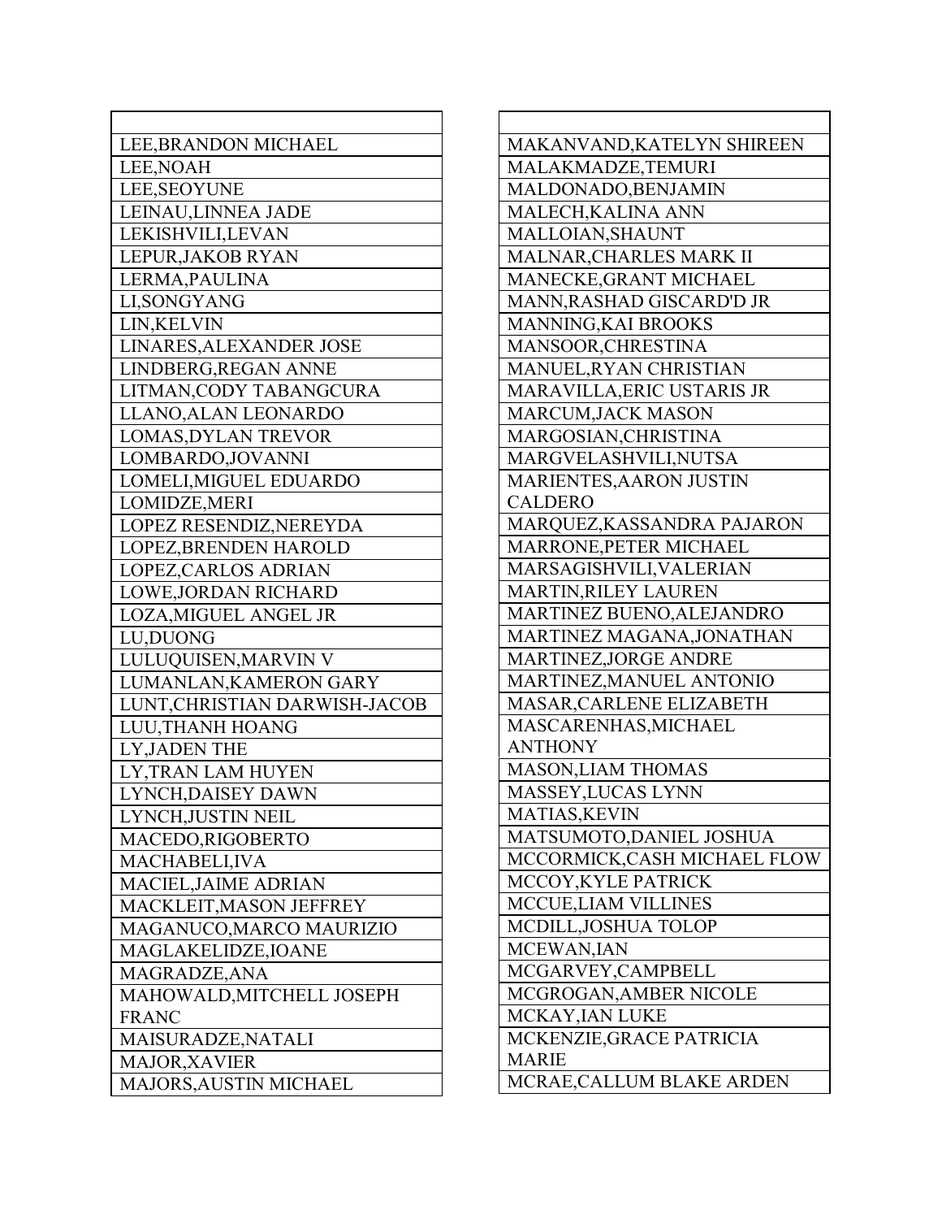| |
|---|
| LEE,BRANDON MICHAEL |
| LEE,NOAH |
| LEE,SEOYUNE |
| LEINAU,LINNEA JADE |
| LEKISHVILI,LEVAN |
| LEPUR,JAKOB RYAN |
| LERMA,PAULINA |
| LI,SONGYANG |
| LIN,KELVIN |
| LINARES,ALEXANDER JOSE |
| LINDBERG,REGAN ANNE |
| LITMAN,CODY TABANGCURA |
| LLANO,ALAN LEONARDO |
| LOMAS,DYLAN TREVOR |
| LOMBARDO,JOVANNI |
| LOMELI,MIGUEL EDUARDO |
| LOMIDZE,MERI |
| LOPEZ RESENDIZ,NEREYDA |
| LOPEZ,BRENDEN HAROLD |
| LOPEZ,CARLOS ADRIAN |
| LOWE,JORDAN RICHARD |
| LOZA,MIGUEL ANGEL JR |
| LU,DUONG |
| LULUQUISEN,MARVIN V |
| LUMANLAN,KAMERON GARY |
| LUNT,CHRISTIAN DARWISH-JACOB |
| LUU,THANH HOANG |
| LY,JADEN THE |
| LY,TRAN LAM HUYEN |
| LYNCH,DAISEY DAWN |
| LYNCH,JUSTIN NEIL |
| MACEDO,RIGOBERTO |
| MACHABELI,IVA |
| MACIEL,JAIME ADRIAN |
| MACKLEIT,MASON JEFFREY |
| MAGANUCO,MARCO MAURIZIO |
| MAGLAKELIDZE,IOANE |
| MAGRADZE,ANA |
| MAHOWALD,MITCHELL JOSEPH FRANC |
| MAISURADZE,NATALI |
| MAJOR,XAVIER |
| MAJORS,AUSTIN MICHAEL |

| |
|---|
| MAKANVAND,KATELYN SHIREEN |
| MALAKMADZE,TEMURI |
| MALDONADO,BENJAMIN |
| MALECH,KALINA ANN |
| MALLOIAN,SHAUNT |
| MALNAR,CHARLES MARK II |
| MANECKE,GRANT MICHAEL |
| MANN,RASHAD GISCARD'D JR |
| MANNING,KAI BROOKS |
| MANSOOR,CHRESTINA |
| MANUEL,RYAN CHRISTIAN |
| MARAVILLA,ERIC USTARIS JR |
| MARCUM,JACK MASON |
| MARGOSIAN,CHRISTINA |
| MARGVELASHVILI,NUTSA |
| MARIENTES,AARON JUSTIN CALDERO |
| MARQUEZ,KASSANDRA PAJARON |
| MARRONE,PETER MICHAEL |
| MARSAGISHVILI,VALERIAN |
| MARTIN,RILEY LAUREN |
| MARTINEZ BUENO,ALEJANDRO |
| MARTINEZ MAGANA,JONATHAN |
| MARTINEZ,JORGE ANDRE |
| MARTINEZ,MANUEL ANTONIO |
| MASAR,CARLENE ELIZABETH |
| MASCARENHAS,MICHAEL ANTHONY |
| MASON,LIAM THOMAS |
| MASSEY,LUCAS LYNN |
| MATIAS,KEVIN |
| MATSUMOTO,DANIEL JOSHUA |
| MCCORMICK,CASH MICHAEL FLOW |
| MCCOY,KYLE PATRICK |
| MCCUE,LIAM VILLINES |
| MCDILL,JOSHUA TOLOP |
| MCEWAN,IAN |
| MCGARVEY,CAMPBELL |
| MCGROGAN,AMBER NICOLE |
| MCKAY,IAN LUKE |
| MCKENZIE,GRACE PATRICIA MARIE |
| MCRAE,CALLUM BLAKE ARDEN |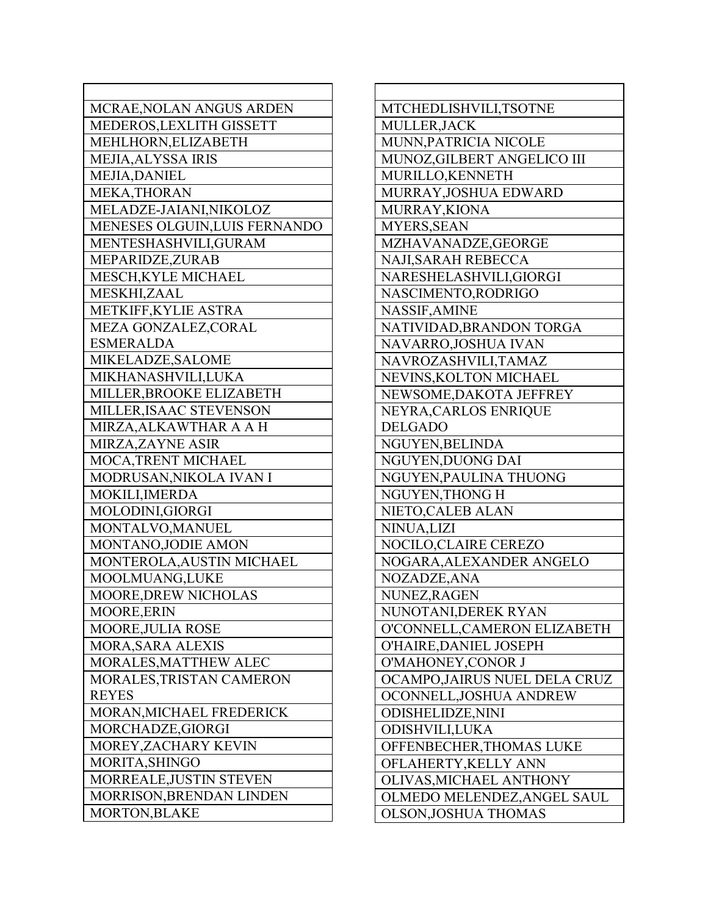| |
|---|
| MCRAE,NOLAN ANGUS ARDEN |
| MEDEROS,LEXLITH GISSETT |
| MEHLHORN,ELIZABETH |
| MEJIA,ALYSSA IRIS |
| MEJIA,DANIEL |
| MEKA,THORAN |
| MELADZE-JAIANI,NIKOLOZ |
| MENESES OLGUIN,LUIS FERNANDO |
| MENTESHASHVILI,GURAM |
| MEPARIDZE,ZURAB |
| MESCH,KYLE MICHAEL |
| MESKHI,ZAAL |
| METKIFF,KYLIE ASTRA |
| MEZA GONZALEZ,CORAL ESMERALDA |
| MIKELADZE,SALOME |
| MIKHANASHVILI,LUKA |
| MILLER,BROOKE ELIZABETH |
| MILLER,ISAAC STEVENSON |
| MIRZA,ALKAWTHAR A A H |
| MIRZA,ZAYNE ASIR |
| MOCA,TRENT MICHAEL |
| MODRUSAN,NIKOLA IVAN I |
| MOKILI,IMERDA |
| MOLODINI,GIORGI |
| MONTALVO,MANUEL |
| MONTANO,JODIE AMON |
| MONTEROLA,AUSTIN MICHAEL |
| MOOLMUANG,LUKE |
| MOORE,DREW NICHOLAS |
| MOORE,ERIN |
| MOORE,JULIA ROSE |
| MORA,SARA ALEXIS |
| MORALES,MATTHEW ALEC |
| MORALES,TRISTAN CAMERON REYES |
| MORAN,MICHAEL FREDERICK |
| MORCHADZE,GIORGI |
| MOREY,ZACHARY KEVIN |
| MORITA,SHINGO |
| MORREALE,JUSTIN STEVEN |
| MORRISON,BRENDAN LINDEN |
| MORTON,BLAKE |

| |
|---|
| MTCHEDLISHVILI,TSOTNE |
| MULLER,JACK |
| MUNN,PATRICIA NICOLE |
| MUNOZ,GILBERT ANGELICO III |
| MURILLO,KENNETH |
| MURRAY,JOSHUA EDWARD |
| MURRAY,KIONA |
| MYERS,SEAN |
| MZHAVANADZE,GEORGE |
| NAJI,SARAH REBECCA |
| NARESHELASHVILI,GIORGI |
| NASCIMENTO,RODRIGO |
| NASSIF,AMINE |
| NATIVIDAD,BRANDON TORGA |
| NAVARRO,JOSHUA IVAN |
| NAVROZASHVILI,TAMAZ |
| NEVINS,KOLTON MICHAEL |
| NEWSOME,DAKOTA JEFFREY |
| NEYRA,CARLOS ENRIQUE DELGADO |
| NGUYEN,BELINDA |
| NGUYEN,DUONG DAI |
| NGUYEN,PAULINA THUONG |
| NGUYEN,THONG H |
| NIETO,CALEB ALAN |
| NINUA,LIZI |
| NOCILO,CLAIRE CEREZO |
| NOGARA,ALEXANDER ANGELO |
| NOZADZE,ANA |
| NUNEZ,RAGEN |
| NUNOTANI,DEREK RYAN |
| O'CONNELL,CAMERON ELIZABETH |
| O'HAIRE,DANIEL JOSEPH |
| O'MAHONEY,CONOR J |
| OCAMPO,JAIRUS NUEL DELA CRUZ |
| OCONNELL,JOSHUA ANDREW |
| ODISHELIDZE,NINI |
| ODISHVILI,LUKA |
| OFFENBECHER,THOMAS LUKE |
| OFLAHERTY,KELLY ANN |
| OLIVAS,MICHAEL ANTHONY |
| OLMEDO MELENDEZ,ANGEL SAUL |
| OLSON,JOSHUA THOMAS |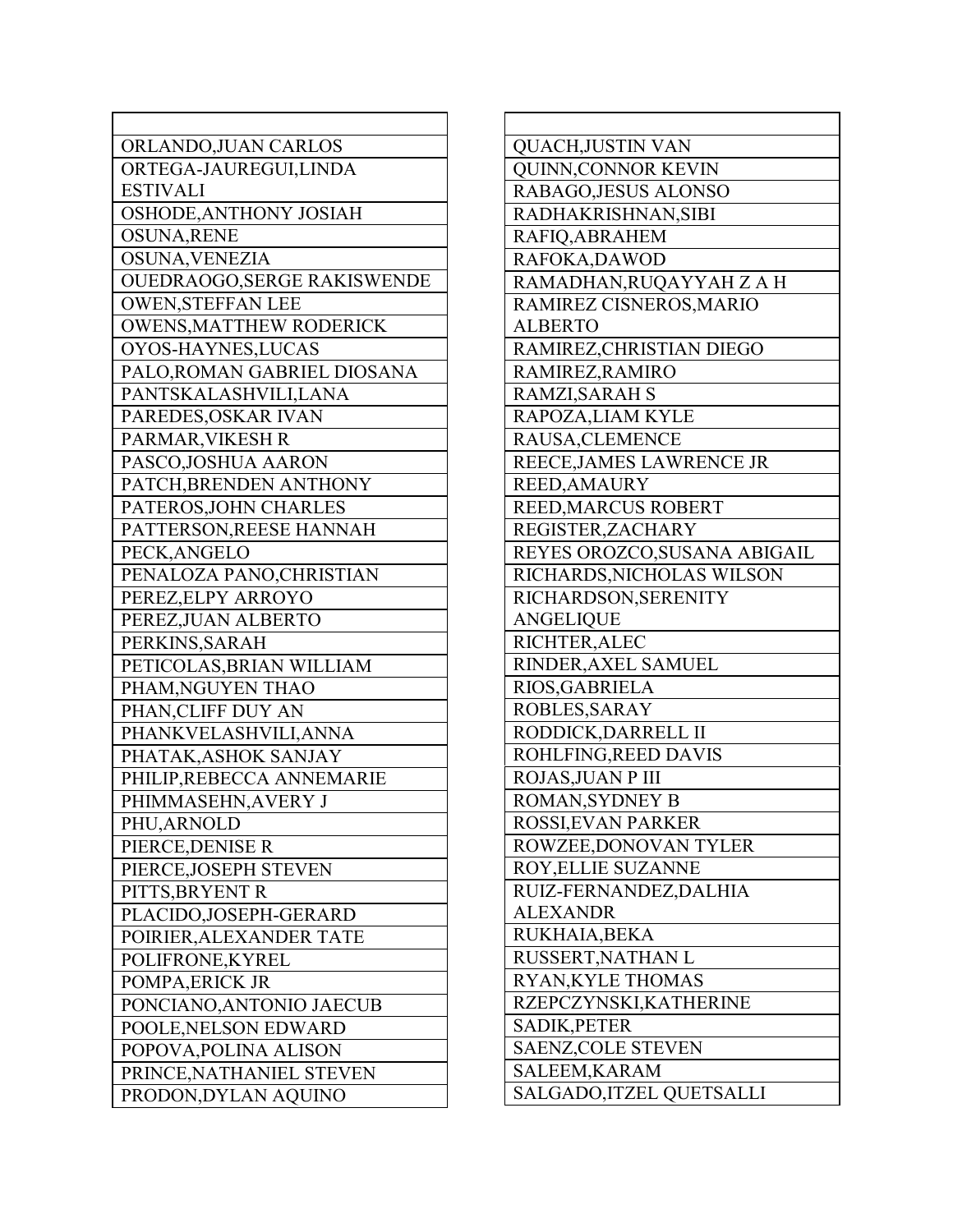| |
|---|
| ORLANDO,JUAN CARLOS |
| ORTEGA-JAUREGUI,LINDA ESTIVALI |
| OSHODE,ANTHONY JOSIAH |
| OSUNA,RENE |
| OSUNA,VENEZIA |
| OUEDRAOGO,SERGE RAKISWENDE |
| OWEN,STEFFAN LEE |
| OWENS,MATTHEW RODERICK |
| OYOS-HAYNES,LUCAS |
| PALO,ROMAN GABRIEL DIOSANA |
| PANTSKALASHVILI,LANA |
| PAREDES,OSKAR IVAN |
| PARMAR,VIKESH R |
| PASCO,JOSHUA AARON |
| PATCH,BRENDEN ANTHONY |
| PATEROS,JOHN CHARLES |
| PATTERSON,REESE HANNAH |
| PECK,ANGELO |
| PENALOZA PANO,CHRISTIAN |
| PEREZ,ELPY ARROYO |
| PEREZ,JUAN ALBERTO |
| PERKINS,SARAH |
| PETICOLAS,BRIAN WILLIAM |
| PHAM,NGUYEN THAO |
| PHAN,CLIFF DUY AN |
| PHANKVELASHVILI,ANNA |
| PHATAK,ASHOK SANJAY |
| PHILIP,REBECCA ANNEMARIE |
| PHIMMASEHN,AVERY J |
| PHU,ARNOLD |
| PIERCE,DENISE R |
| PIERCE,JOSEPH STEVEN |
| PITTS,BRYENT R |
| PLACIDO,JOSEPH-GERARD |
| POIRIER,ALEXANDER TATE |
| POLIFRONE,KYREL |
| POMPA,ERICK JR |
| PONCIANO,ANTONIO JAECUB |
| POOLE,NELSON EDWARD |
| POPOVA,POLINA ALISON |
| PRINCE,NATHANIEL STEVEN |
| PRODON,DYLAN AQUINO |

| |
|---|
| QUACH,JUSTIN VAN |
| QUINN,CONNOR KEVIN |
| RABAGO,JESUS ALONSO |
| RADHAKRISHNAN,SIBI |
| RAFIQ,ABRAHEM |
| RAFOKA,DAWOD |
| RAMADHAN,RUQAYYAH Z A H |
| RAMIREZ CISNEROS,MARIO ALBERTO |
| RAMIREZ,CHRISTIAN DIEGO |
| RAMIREZ,RAMIRO |
| RAMZI,SARAH S |
| RAPOZA,LIAM KYLE |
| RAUSA,CLEMENCE |
| REECE,JAMES LAWRENCE JR |
| REED,AMAURY |
| REED,MARCUS ROBERT |
| REGISTER,ZACHARY |
| REYES OROZCO,SUSANA ABIGAIL |
| RICHARDS,NICHOLAS WILSON |
| RICHARDSON,SERENITY ANGELIQUE |
| RICHTER,ALEC |
| RINDER,AXEL SAMUEL |
| RIOS,GABRIELA |
| ROBLES,SARAY |
| RODDICK,DARRELL II |
| ROHLFING,REED DAVIS |
| ROJAS,JUAN P III |
| ROMAN,SYDNEY B |
| ROSSI,EVAN PARKER |
| ROWZEE,DONOVAN TYLER |
| ROY,ELLIE SUZANNE |
| RUIZ-FERNANDEZ,DALHIA ALEXANDR |
| RUKHAIA,BEKA |
| RUSSERT,NATHAN L |
| RYAN,KYLE THOMAS |
| RZEPCZYNSKI,KATHERINE |
| SADIK,PETER |
| SAENZ,COLE STEVEN |
| SALEEM,KARAM |
| SALGADO,ITZEL QUETSALLI |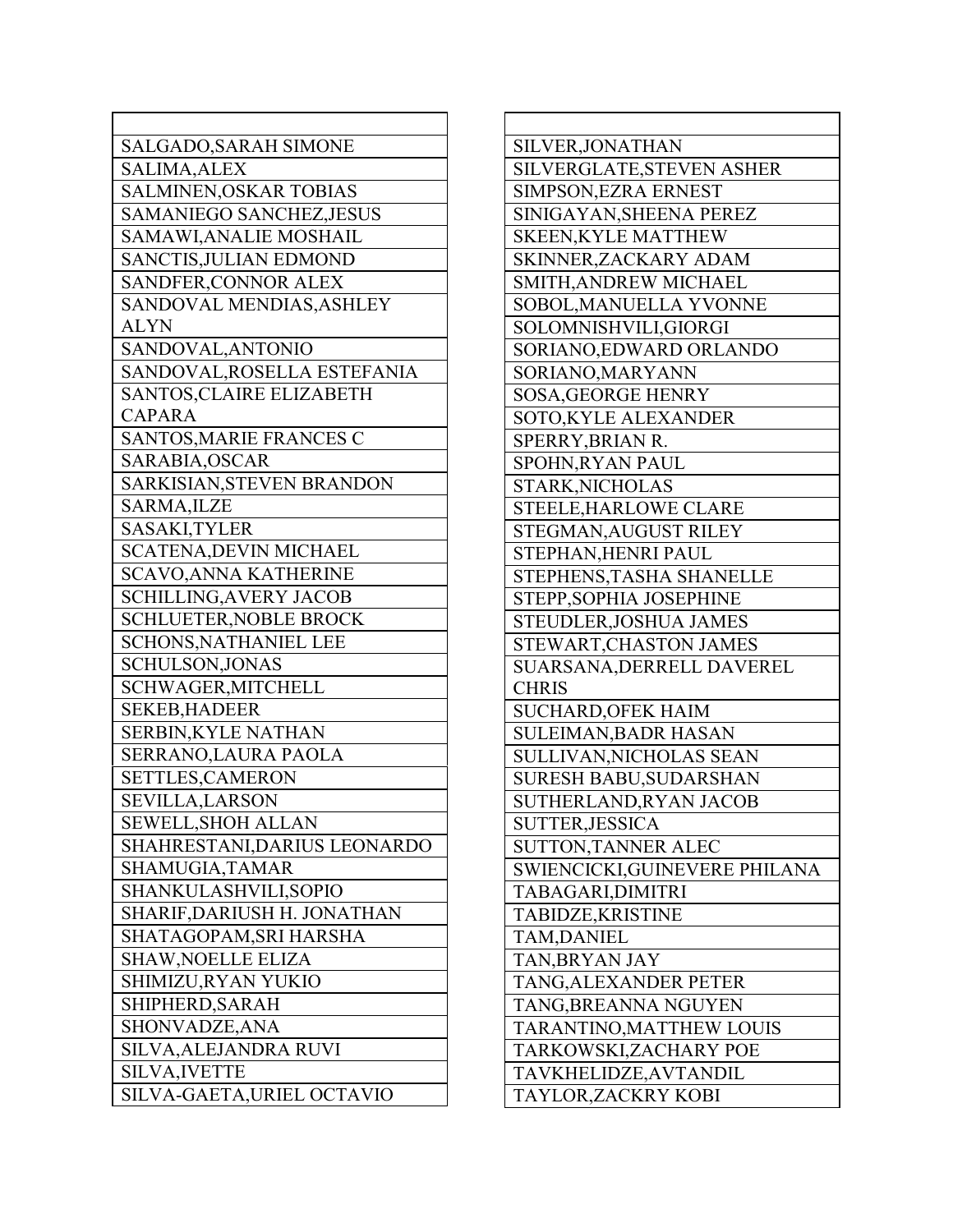| |
|---|
| SALGADO,SARAH SIMONE |
| SALIMA,ALEX |
| SALMINEN,OSKAR TOBIAS |
| SAMANIEGO SANCHEZ,JESUS |
| SAMAWI,ANALIE MOSHAIL |
| SANCTIS,JULIAN EDMOND |
| SANDFER,CONNOR ALEX |
| SANDOVAL MENDIAS,ASHLEY ALYN |
| SANDOVAL,ANTONIO |
| SANDOVAL,ROSELLA ESTEFANIA |
| SANTOS,CLAIRE ELIZABETH CAPARA |
| SANTOS,MARIE FRANCES C |
| SARABIA,OSCAR |
| SARKISIAN,STEVEN BRANDON |
| SARMA,ILZE |
| SASAKI,TYLER |
| SCATENA,DEVIN MICHAEL |
| SCAVO,ANNA KATHERINE |
| SCHILLING,AVERY JACOB |
| SCHLUETER,NOBLE BROCK |
| SCHONS,NATHANIEL LEE |
| SCHULSON,JONAS |
| SCHWAGER,MITCHELL |
| SEKEB,HADEER |
| SERBIN,KYLE NATHAN |
| SERRANO,LAURA PAOLA |
| SETTLES,CAMERON |
| SEVILLA,LARSON |
| SEWELL,SHOH ALLAN |
| SHAHRESTANI,DARIUS LEONARDO |
| SHAMUGIA,TAMAR |
| SHANKULASHVILI,SOPIO |
| SHARIF,DARIUSH H. JONATHAN |
| SHATAGOPAM,SRI HARSHA |
| SHAW,NOELLE ELIZA |
| SHIMIZU,RYAN YUKIO |
| SHIPHERD,SARAH |
| SHONVADZE,ANA |
| SILVA,ALEJANDRA RUVI |
| SILVA,IVETTE |
| SILVA-GAETA,URIEL OCTAVIO |

| |
|---|
| SILVER,JONATHAN |
| SILVERGLATE,STEVEN ASHER |
| SIMPSON,EZRA ERNEST |
| SINIGAYAN,SHEENA PEREZ |
| SKEEN,KYLE MATTHEW |
| SKINNER,ZACKARY ADAM |
| SMITH,ANDREW MICHAEL |
| SOBOL,MANUELLA YVONNE |
| SOLOMNISHVILI,GIORGI |
| SORIANO,EDWARD ORLANDO |
| SORIANO,MARYANN |
| SOSA,GEORGE HENRY |
| SOTO,KYLE ALEXANDER |
| SPERRY,BRIAN R. |
| SPOHN,RYAN PAUL |
| STARK,NICHOLAS |
| STEELE,HARLOWE CLARE |
| STEGMAN,AUGUST RILEY |
| STEPHAN,HENRI PAUL |
| STEPHENS,TASHA SHANELLE |
| STEPP,SOPHIA JOSEPHINE |
| STEUDLER,JOSHUA JAMES |
| STEWART,CHASTON JAMES |
| SUARSANA,DERRELL DAVEREL CHRIS |
| SUCHARD,OFEK HAIM |
| SULEIMAN,BADR HASAN |
| SULLIVAN,NICHOLAS SEAN |
| SURESH BABU,SUDARSHAN |
| SUTHERLAND,RYAN JACOB |
| SUTTER,JESSICA |
| SUTTON,TANNER ALEC |
| SWIENCICKI,GUINEVERE PHILANA |
| TABAGARI,DIMITRI |
| TABIDZE,KRISTINE |
| TAM,DANIEL |
| TAN,BRYAN JAY |
| TANG,ALEXANDER PETER |
| TANG,BREANNA NGUYEN |
| TARANTINO,MATTHEW LOUIS |
| TARKOWSKI,ZACHARY POE |
| TAVKHELIDZE,AVTANDIL |
| TAYLOR,ZACKRY KOBI |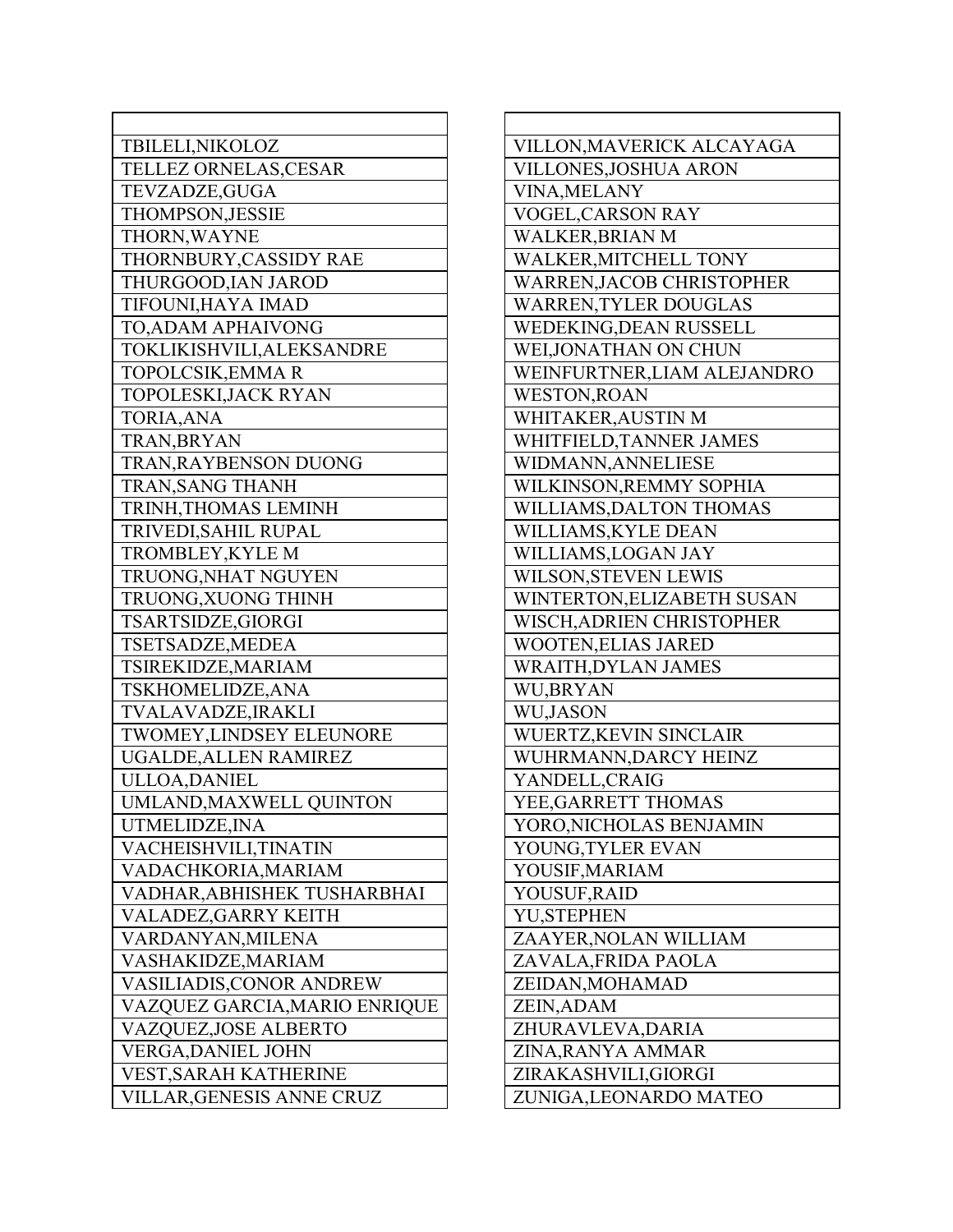| |
|---|
| TBILELI,NIKOLOZ |
| TELLEZ ORNELAS,CESAR |
| TEVZADZE,GUGA |
| THOMPSON,JESSIE |
| THORN,WAYNE |
| THORNBURY,CASSIDY RAE |
| THURGOOD,IAN JAROD |
| TIFOUNI,HAYA IMAD |
| TO,ADAM APHAIVONG |
| TOKLIKISHVILI,ALEKSANDRE |
| TOPOLCSIK,EMMA R |
| TOPOLESKI,JACK RYAN |
| TORIA,ANA |
| TRAN,BRYAN |
| TRAN,RAYBENSON DUONG |
| TRAN,SANG THANH |
| TRINH,THOMAS LEMINH |
| TRIVEDI,SAHIL RUPAL |
| TROMBLEY,KYLE M |
| TRUONG,NHAT NGUYEN |
| TRUONG,XUONG THINH |
| TSARTSIDZE,GIORGI |
| TSETSADZE,MEDEA |
| TSIREKIDZE,MARIAM |
| TSKHOMELIDZE,ANA |
| TVALAVADZE,IRAKLI |
| TWOMEY,LINDSEY ELEUNORE |
| UGALDE,ALLEN RAMIREZ |
| ULLOA,DANIEL |
| UMLAND,MAXWELL QUINTON |
| UTMELIDZE,INA |
| VACHEISHVILI,TINATIN |
| VADACHKORIA,MARIAM |
| VADHAR,ABHISHEK TUSHARBHAI |
| VALADEZ,GARRY KEITH |
| VARDANYAN,MILENA |
| VASHAKIDZE,MARIAM |
| VASILIADIS,CONOR ANDREW |
| VAZQUEZ GARCIA,MARIO ENRIQUE |
| VAZQUEZ,JOSE ALBERTO |
| VERGA,DANIEL JOHN |
| VEST,SARAH KATHERINE |
| VILLAR,GENESIS ANNE CRUZ |

| |
|---|
| VILLON,MAVERICK ALCAYAGA |
| VILLONES,JOSHUA ARON |
| VINA,MELANY |
| VOGEL,CARSON RAY |
| WALKER,BRIAN M |
| WALKER,MITCHELL TONY |
| WARREN,JACOB CHRISTOPHER |
| WARREN,TYLER DOUGLAS |
| WEDEKING,DEAN RUSSELL |
| WEI,JONATHAN ON CHUN |
| WEINFURTNER,LIAM ALEJANDRO |
| WESTON,ROAN |
| WHITAKER,AUSTIN M |
| WHITFIELD,TANNER JAMES |
| WIDMANN,ANNELIESE |
| WILKINSON,REMMY SOPHIA |
| WILLIAMS,DALTON THOMAS |
| WILLIAMS,KYLE DEAN |
| WILLIAMS,LOGAN JAY |
| WILSON,STEVEN LEWIS |
| WINTERTON,ELIZABETH SUSAN |
| WISCH,ADRIEN CHRISTOPHER |
| WOOTEN,ELIAS JARED |
| WRAITH,DYLAN JAMES |
| WU,BRYAN |
| WU,JASON |
| WUERTZ,KEVIN SINCLAIR |
| WUHRMANN,DARCY HEINZ |
| YANDELL,CRAIG |
| YEE,GARRETT THOMAS |
| YORO,NICHOLAS BENJAMIN |
| YOUNG,TYLER EVAN |
| YOUSIF,MARIAM |
| YOUSUF,RAID |
| YU,STEPHEN |
| ZAAYER,NOLAN WILLIAM |
| ZAVALA,FRIDA PAOLA |
| ZEIDAN,MOHAMAD |
| ZEIN,ADAM |
| ZHURAVLEVA,DARIA |
| ZINA,RANYA AMMAR |
| ZIRAKASHVILI,GIORGI |
| ZUNIGA,LEONARDO MATEO |